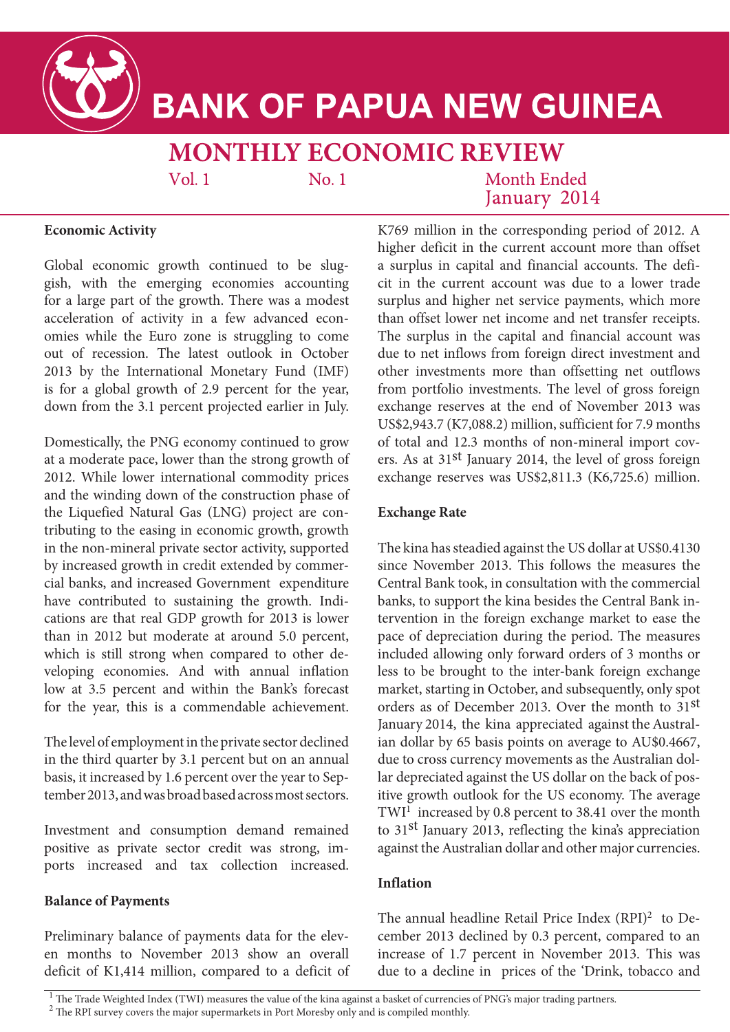# BANK OF PAPUA NEW GUINEA

## MONTHLY ECONOMIC REVIEW

Vol. 1 No. 1 Month Ended January 2014

### Economic Activity

Global economic growth continued to be sluggish, with the emerging economies accounting for a large part of the growth. There was a modest acceleration of activity in a few advanced economies while the Euro zone is struggling to come out of recession. The latest outlook in October 2013 by the International Monetary Fund (IMF) is for a global growth of 2.9 percent for the year, down from the 3.1 percent projected earlier in July.

Domestically, the PNG economy continued to grow at a moderate pace, lower than the strong growth of 2012. While lower international commodity prices and the winding down of the construction phase of the Liquefied Natural Gas (LNG) project are contributing to the easing in economic growth, growth in the non-mineral private sector activity, supported by increased growth in credit extended by commercial banks, and increased Government expenditure have contributed to sustaining the growth. Indications are that real GDP growth for 2013 is lower than in 2012 but moderate at around 5.0 percent, which is still strong when compared to other developing economies. And with annual inflation low at 3.5 percent and within the Bank's forecast for the year, this is a commendable achievement.

The level of employment in the private sector declined in the third quarter by 3.1 percent but on an annual basis, it increased by 1.6 percent over the year to September 2013, and was broad based across most sectors.

Investment and consumption demand remained positive as private sector credit was strong, imports increased and tax collection increased.

### Balance of Payments

Preliminary balance of payments data for the eleven months to November 2013 show an overall deficit of K1,414 million, compared to a deficit of K769 million in the corresponding period of 2012. A higher deficit in the current account more than offset a surplus in capital and financial accounts. The deficit in the current account was due to a lower trade surplus and higher net service payments, which more than offset lower net income and net transfer receipts. The surplus in the capital and financial account was due to net inflows from foreign direct investment and other investments more than offsetting net outflows from portfolio investments. The level of gross foreign exchange reserves at the end of November 2013 was US$2,943.7 (K7,088.2) million, sufficient for 7.9 months of total and 12.3 months of non-mineral import covers. As at 31st January 2014, the level of gross foreign exchange reserves was US$2,811.3 (K6,725.6) million.

### Exchange Rate

The kina has steadied against the US dollar at US$0.4130 since November 2013. This follows the measures the Central Bank took, in consultation with the commercial banks, to support the kina besides the Central Bank intervention in the foreign exchange market to ease the pace of depreciation during the period. The measures included allowing only forward orders of 3 months or less to be brought to the inter-bank foreign exchange market, starting in October, and subsequently, only spot orders as of December 2013. Over the month to 31st January 2014, the kina appreciated against the Australian dollar by 65 basis points on average to AU$0.4667, due to cross currency movements as the Australian dollar depreciated against the US dollar on the back of positive growth outlook for the US economy. The average TWI[1] increased by 0.8 percent to 38.41 over the month to 31st January 2013, reflecting the kina's appreciation against the Australian dollar and other major currencies.

### Inflation

The annual headline Retail Price Index (RPI)[2] to December 2013 declined by 0.3 percent, compared to an increase of 1.7 percent in November 2013. This was due to a decline in prices of the 'Drink, tobacco and

---

[1] The Trade Weighted Index (TWI) measures the value of the kina against a basket of currencies of PNG's major trading partners.

[2] The RPI survey covers the major supermarkets in Port Moresby only and is compiled monthly.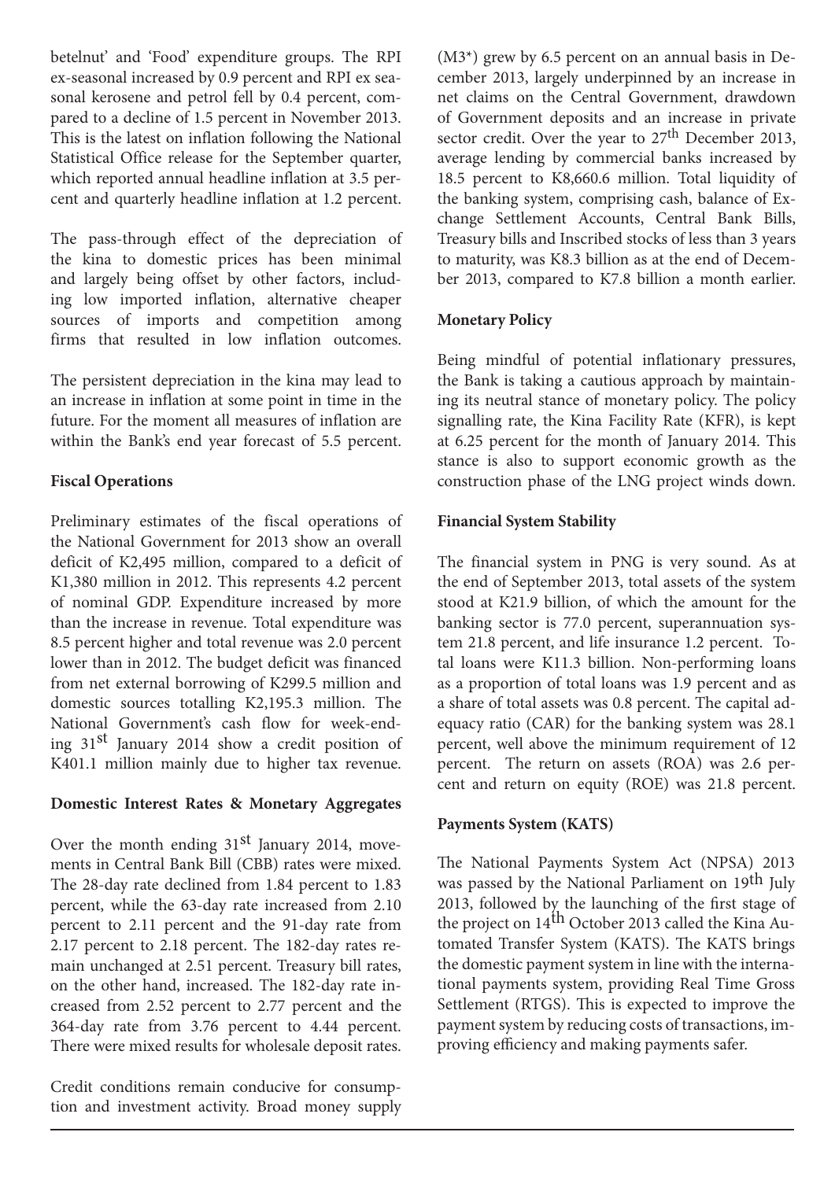betelnut' and 'Food' expenditure groups. The RPI ex-seasonal increased by 0.9 percent and RPI ex seasonal kerosene and petrol fell by 0.4 percent, compared to a decline of 1.5 percent in November 2013. This is the latest on inflation following the National Statistical Office release for the September quarter, which reported annual headline inflation at 3.5 percent and quarterly headline inflation at 1.2 percent.

The pass-through effect of the depreciation of the kina to domestic prices has been minimal and largely being offset by other factors, including low imported inflation, alternative cheaper sources of imports and competition among firms that resulted in low inflation outcomes.

The persistent depreciation in the kina may lead to an increase in inflation at some point in time in the future. For the moment all measures of inflation are within the Bank's end year forecast of 5.5 percent.

**Fiscal Operations**

Preliminary estimates of the fiscal operations of the National Government for 2013 show an overall deficit of K2,495 million, compared to a deficit of K1,380 million in 2012. This represents 4.2 percent of nominal GDP. Expenditure increased by more than the increase in revenue. Total expenditure was 8.5 percent higher and total revenue was 2.0 percent lower than in 2012. The budget deficit was financed from net external borrowing of K299.5 million and domestic sources totalling K2,195.3 million. The National Government's cash flow for week-ending 31st January 2014 show a credit position of K401.1 million mainly due to higher tax revenue.

**Domestic Interest Rates & Monetary Aggregates**

Over the month ending 31st January 2014, movements in Central Bank Bill (CBB) rates were mixed. The 28-day rate declined from 1.84 percent to 1.83 percent, while the 63-day rate increased from 2.10 percent to 2.11 percent and the 91-day rate from 2.17 percent to 2.18 percent. The 182-day rates remain unchanged at 2.51 percent. Treasury bill rates, on the other hand, increased. The 182-day rate increased from 2.52 percent to 2.77 percent and the 364-day rate from 3.76 percent to 4.44 percent. There were mixed results for wholesale deposit rates.

Credit conditions remain conducive for consumption and investment activity. Broad money supply (M3*) grew by 6.5 percent on an annual basis in December 2013, largely underpinned by an increase in net claims on the Central Government, drawdown of Government deposits and an increase in private sector credit. Over the year to 27th December 2013, average lending by commercial banks increased by 18.5 percent to K8,660.6 million. Total liquidity of the banking system, comprising cash, balance of Exchange Settlement Accounts, Central Bank Bills, Treasury bills and Inscribed stocks of less than 3 years to maturity, was K8.3 billion as at the end of December 2013, compared to K7.8 billion a month earlier.

**Monetary Policy**

Being mindful of potential inflationary pressures, the Bank is taking a cautious approach by maintaining its neutral stance of monetary policy. The policy signalling rate, the Kina Facility Rate (KFR), is kept at 6.25 percent for the month of January 2014. This stance is also to support economic growth as the construction phase of the LNG project winds down.

**Financial System Stability**

The financial system in PNG is very sound. As at the end of September 2013, total assets of the system stood at K21.9 billion, of which the amount for the banking sector is 77.0 percent, superannuation system 21.8 percent, and life insurance 1.2 percent. Total loans were K11.3 billion. Non-performing loans as a proportion of total loans was 1.9 percent and as a share of total assets was 0.8 percent. The capital adequacy ratio (CAR) for the banking system was 28.1 percent, well above the minimum requirement of 12 percent. The return on assets (ROA) was 2.6 percent and return on equity (ROE) was 21.8 percent.

**Payments System (KATS)**

The National Payments System Act (NPSA) 2013 was passed by the National Parliament on 19th July 2013, followed by the launching of the first stage of the project on 14th October 2013 called the Kina Automated Transfer System (KATS). The KATS brings the domestic payment system in line with the international payments system, providing Real Time Gross Settlement (RTGS). This is expected to improve the payment system by reducing costs of transactions, improving efficiency and making payments safer.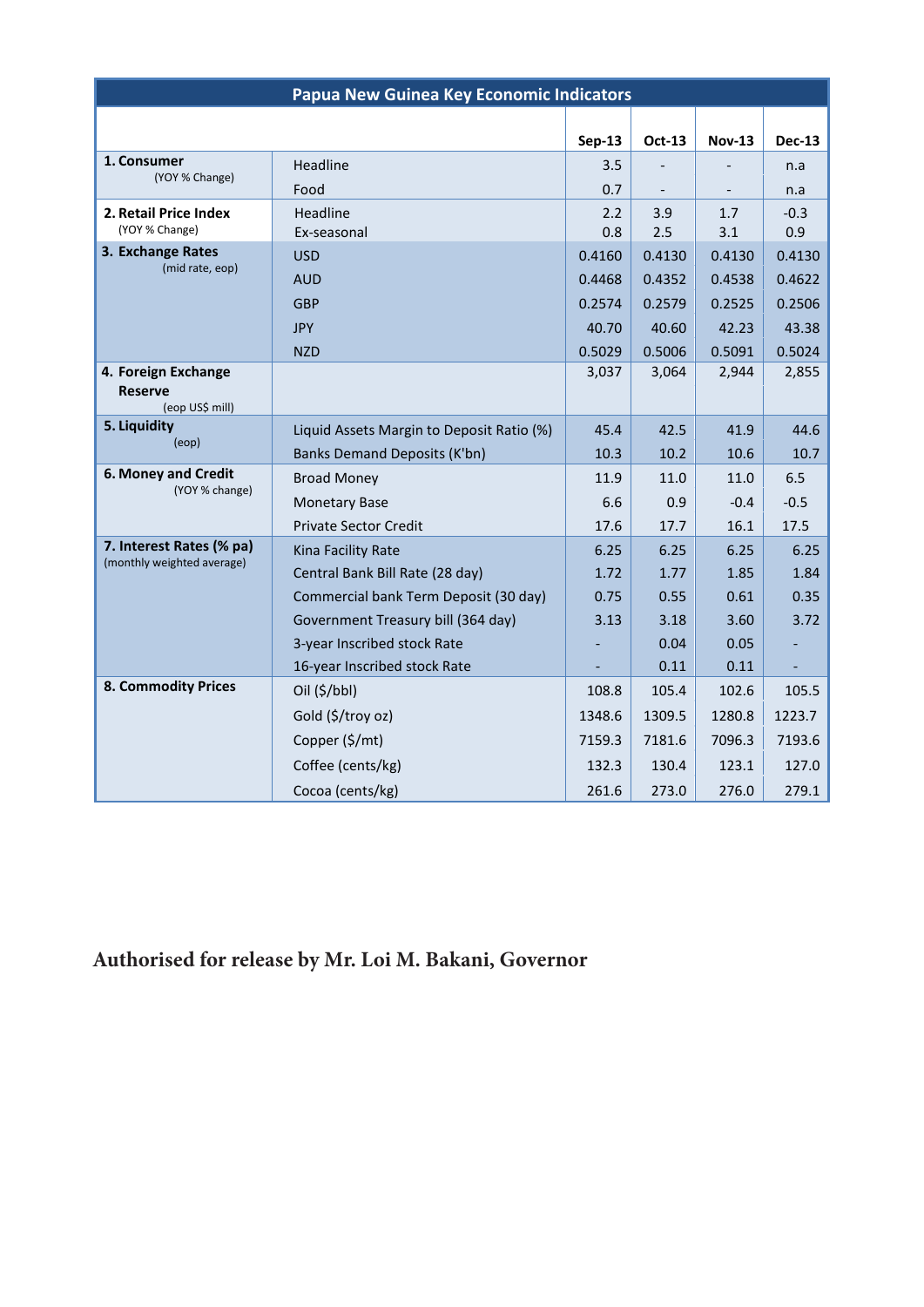## Papua New Guinea Key Economic Indicators

| | | Sep-13 | Oct-13 | Nov-13 | Dec-13 |
|---|---|---|---|---|---|
| **1. Consumer** (YOY % Change) | Headline | 3.5 | - | - | n.a |
| | Food | 0.7 | - | - | n.a |
| **2. Retail Price Index** (YOY % Change) | Headline | 2.2 | 3.9 | 1.7 | -0.3 |
| | Ex-seasonal | 0.8 | 2.5 | 3.1 | 0.9 |
| **3. Exchange Rates** (mid rate, eop) | USD | 0.4160 | 0.4130 | 0.4130 | 0.4130 |
| | AUD | 0.4468 | 0.4352 | 0.4538 | 0.4622 |
| | GBP | 0.2574 | 0.2579 | 0.2525 | 0.2506 |
| | JPY | 40.70 | 40.60 | 42.23 | 43.38 |
| | NZD | 0.5029 | 0.5006 | 0.5091 | 0.5024 |
| **4. Foreign Exchange Reserve** (eop US$ mill) | | 3,037 | 3,064 | 2,944 | 2,855 |
| **5. Liquidity** (eop) | Liquid Assets Margin to Deposit Ratio (%) | 45.4 | 42.5 | 41.9 | 44.6 |
| | Banks Demand Deposits (K'bn) | 10.3 | 10.2 | 10.6 | 10.7 |
| **6. Money and Credit** (YOY % change) | Broad Money | 11.9 | 11.0 | 11.0 | 6.5 |
| | Monetary Base | 6.6 | 0.9 | -0.4 | -0.5 |
| | Private Sector Credit | 17.6 | 17.7 | 16.1 | 17.5 |
| **7. Interest Rates (% pa)** (monthly weighted average) | Kina Facility Rate | 6.25 | 6.25 | 6.25 | 6.25 |
| | Central Bank Bill Rate (28 day) | 1.72 | 1.77 | 1.85 | 1.84 |
| | Commercial bank Term Deposit (30 day) | 0.75 | 0.55 | 0.61 | 0.35 |
| | Government Treasury bill (364 day) | 3.13 | 3.18 | 3.60 | 3.72 |
| | 3-year Inscribed stock Rate | - | 0.04 | 0.05 | - |
| | 16-year Inscribed stock Rate | - | 0.11 | 0.11 | - |
| **8. Commodity Prices** | Oil ($/bbl) | 108.8 | 105.4 | 102.6 | 105.5 |
| | Gold ($/troy oz) | 1348.6 | 1309.5 | 1280.8 | 1223.7 |
| | Copper ($/mt) | 7159.3 | 7181.6 | 7096.3 | 7193.6 |
| | Coffee (cents/kg) | 132.3 | 130.4 | 123.1 | 127.0 |
| | Cocoa (cents/kg) | 261.6 | 273.0 | 276.0 | 279.1 |

**Authorised for release by Mr. Loi M. Bakani, Governor**